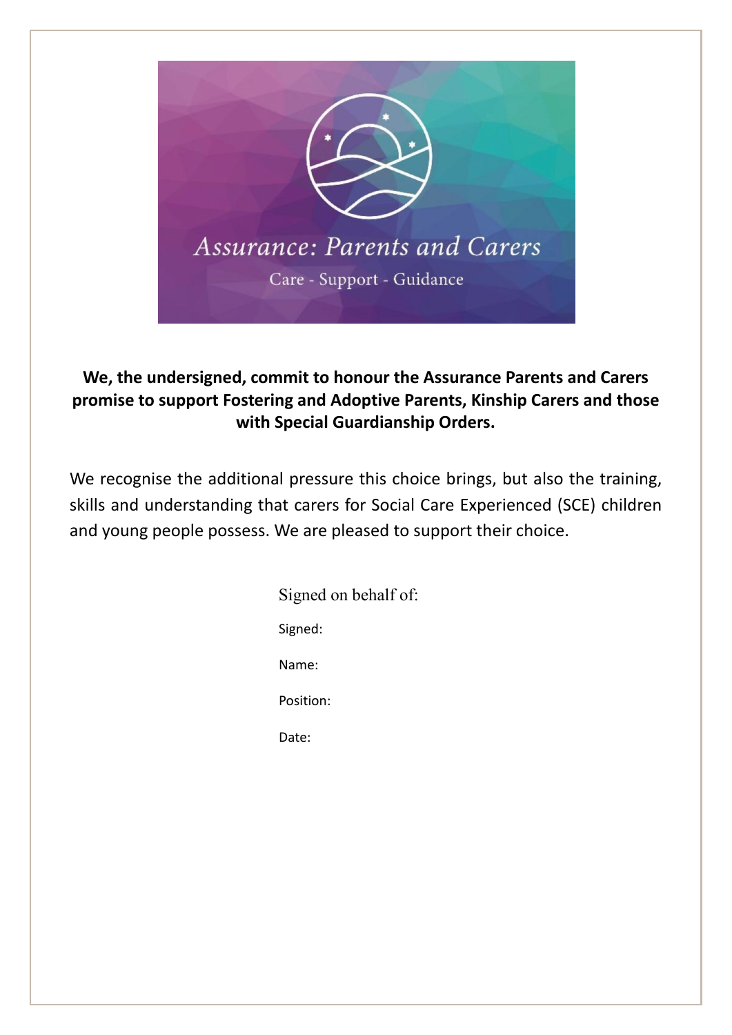Assurance: Parents and Carers

Care - Support - Guidance

**We, the undersigned, commit to honour the Assurance Parents and Carers promise to support Fostering and Adoptive Parents, Kinship Carers and those with Special Guardianship Orders.**

We recognise the additional pressure this choice brings, but also the training, skills and understanding that carers for Social Care Experienced (SCE) children and young people possess. We are pleased to support their choice.

Signed on behalf of:

Signed:

Name:

Position:

Date: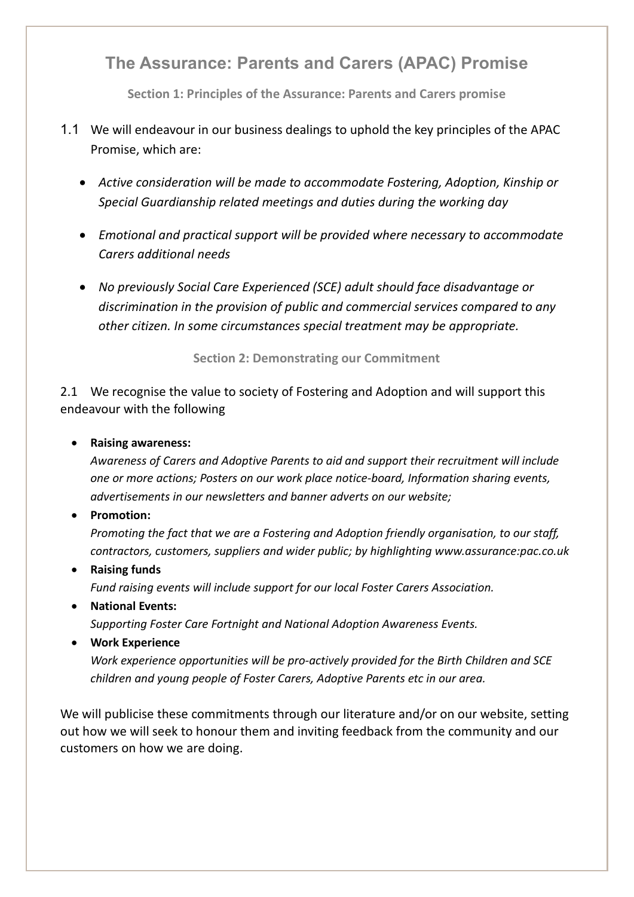# The Assurance: Parents and Carers (APAC) Promise

### Section 1: Principles of the Assurance: Parents and Carers promise

1.1 We will endeavour in our business dealings to uphold the key principles of the APAC Promise, which are:

- *Active consideration will be made to accommodate Fostering, Adoption, Kinship or Special Guardianship related meetings and duties during the working day*
- *Emotional and practical support will be provided where necessary to accommodate Carers additional needs*
- *No previously Social Care Experienced (SCE) adult should face disadvantage or discrimination in the provision of public and commercial services compared to any other citizen. In some circumstances special treatment may be appropriate.*

### Section 2: Demonstrating our Commitment

2.1 We recognise the value to society of Fostering and Adoption and will support this endeavour with the following

- **Raising awareness:**
  *Awareness of Carers and Adoptive Parents to aid and support their recruitment will include one or more actions; Posters on our work place notice-board, Information sharing events, advertisements in our newsletters and banner adverts on our website;*
- **Promotion:**
  *Promoting the fact that we are a Fostering and Adoption friendly organisation, to our staff, contractors, customers, suppliers and wider public; by highlighting www.assurance:pac.co.uk*
- **Raising funds**
  *Fund raising events will include support for our local Foster Carers Association.*
- **National Events:**
  *Supporting Foster Care Fortnight and National Adoption Awareness Events.*
- **Work Experience**
  *Work experience opportunities will be pro-actively provided for the Birth Children and SCE children and young people of Foster Carers, Adoptive Parents etc in our area.*

We will publicise these commitments through our literature and/or on our website, setting out how we will seek to honour them and inviting feedback from the community and our customers on how we are doing.